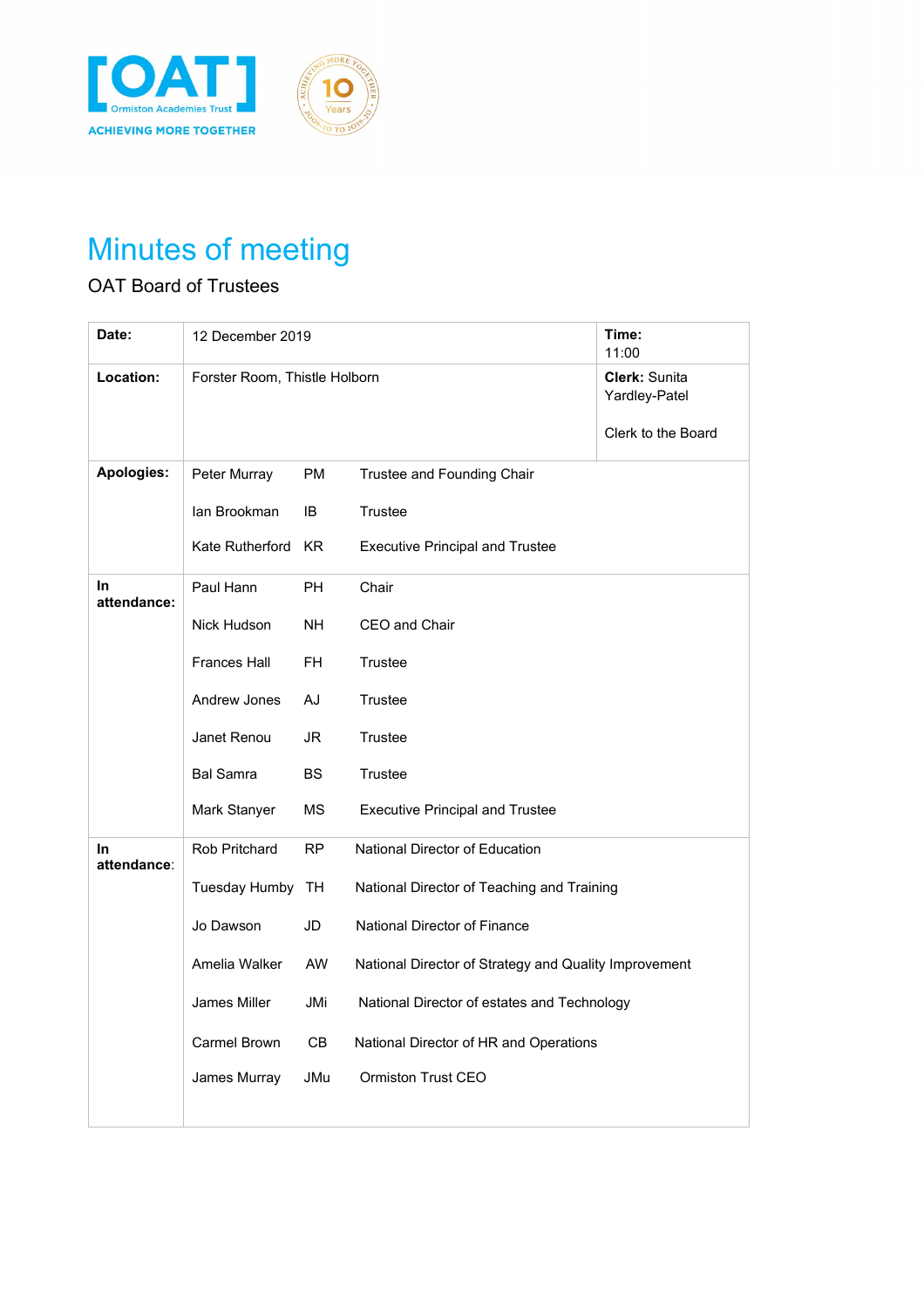# Minutes of meeting

OAT Board of Trustees

| **Date:** | 12 December 2019 | | | **Time:** 11:00 |
|---|---|---|---|---|
| **Location:** | Forster Room, Thistle Holborn | | | **Clerk:** Sunita Yardley-Patel<br><br>Clerk to the Board |
| **Apologies:** | Peter Murray | PM | Trustee and Founding Chair | |
| | Ian Brookman | IB | Trustee | |
| | Kate Rutherford | KR | Executive Principal and Trustee | |
| **In attendance:** | Paul Hann | PH | Chair | |
| | Nick Hudson | NH | CEO and Chair | |
| | Frances Hall | FH | Trustee | |
| | Andrew Jones | AJ | Trustee | |
| | Janet Renou | JR | Trustee | |
| | Bal Samra | BS | Trustee | |
| | Mark Stanyer | MS | Executive Principal and Trustee | |
| **In attendance**: | Rob Pritchard | RP | National Director of Education | |
| | Tuesday Humby | TH | National Director of Teaching and Training | |
| | Jo Dawson | JD | National Director of Finance | |
| | Amelia Walker | AW | National Director of Strategy and Quality Improvement | |
| | James Miller | JMi | National Director of estates and Technology | |
| | Carmel Brown | CB | National Director of HR and Operations | |
| | James Murray | JMu | Ormiston Trust CEO | |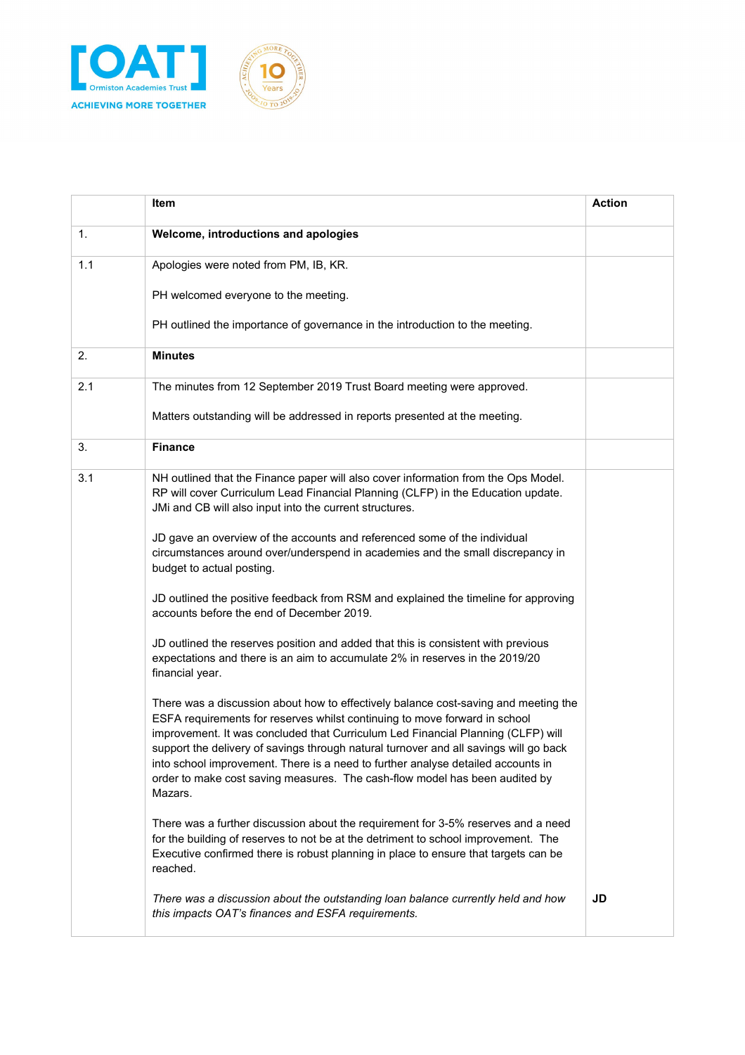|  | Item | Action |
|---|---|---|
| 1. | **Welcome, introductions and apologies** |  |
| 1.1 | Apologies were noted from PM, IB, KR.<br><br>PH welcomed everyone to the meeting.<br><br>PH outlined the importance of governance in the introduction to the meeting. |  |
| 2. | **Minutes** |  |
| 2.1 | The minutes from 12 September 2019 Trust Board meeting were approved.<br><br>Matters outstanding will be addressed in reports presented at the meeting. |  |
| 3. | **Finance** |  |
| 3.1 | NH outlined that the Finance paper will also cover information from the Ops Model. RP will cover Curriculum Lead Financial Planning (CLFP) in the Education update. JMi and CB will also input into the current structures.<br><br>JD gave an overview of the accounts and referenced some of the individual circumstances around over/underspend in academies and the small discrepancy in budget to actual posting.<br><br>JD outlined the positive feedback from RSM and explained the timeline for approving accounts before the end of December 2019.<br><br>JD outlined the reserves position and added that this is consistent with previous expectations and there is an aim to accumulate 2% in reserves in the 2019/20 financial year.<br><br>There was a discussion about how to effectively balance cost-saving and meeting the ESFA requirements for reserves whilst continuing to move forward in school improvement. It was concluded that Curriculum Led Financial Planning (CLFP) will support the delivery of savings through natural turnover and all savings will go back into school improvement. There is a need to further analyse detailed accounts in order to make cost saving measures. The cash-flow model has been audited by Mazars.<br><br>There was a further discussion about the requirement for 3-5% reserves and a need for the building of reserves to not be at the detriment to school improvement. The Executive confirmed there is robust planning in place to ensure that targets can be reached.<br><br>*There was a discussion about the outstanding loan balance currently held and how this impacts OAT's finances and ESFA requirements.* | **JD** |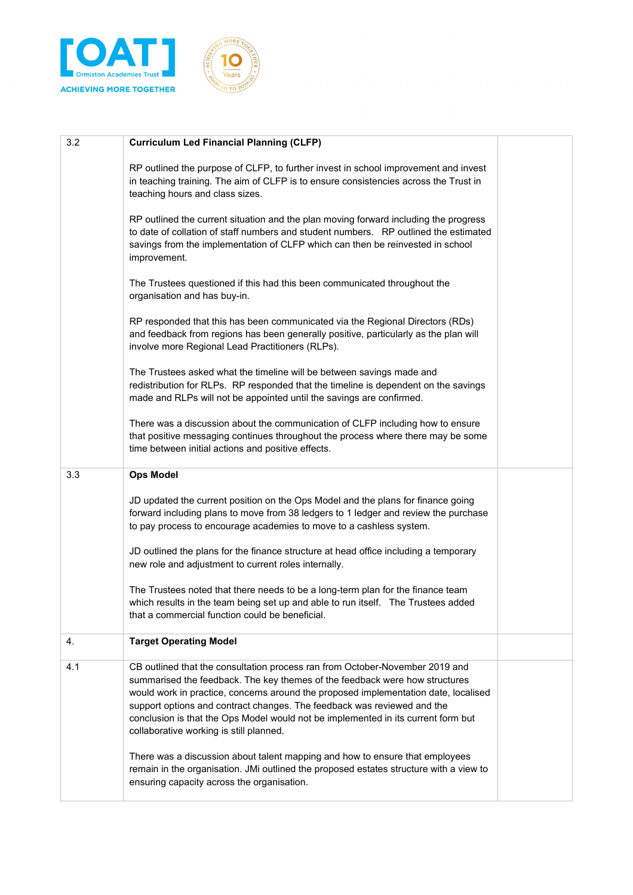| | | |
|---|---|---|
| 3.2 | **Curriculum Led Financial Planning (CLFP)**<br><br>RP outlined the purpose of CLFP, to further invest in school improvement and invest in teaching training. The aim of CLFP is to ensure consistencies across the Trust in teaching hours and class sizes.<br><br>RP outlined the current situation and the plan moving forward including the progress to date of collation of staff numbers and student numbers. RP outlined the estimated savings from the implementation of CLFP which can then be reinvested in school improvement.<br><br>The Trustees questioned if this had this been communicated throughout the organisation and has buy-in.<br><br>RP responded that this has been communicated via the Regional Directors (RDs) and feedback from regions has been generally positive, particularly as the plan will involve more Regional Lead Practitioners (RLPs).<br><br>The Trustees asked what the timeline will be between savings made and redistribution for RLPs. RP responded that the timeline is dependent on the savings made and RLPs will not be appointed until the savings are confirmed.<br><br>There was a discussion about the communication of CLFP including how to ensure that positive messaging continues throughout the process where there may be some time between initial actions and positive effects. | |
| 3.3 | **Ops Model**<br><br>JD updated the current position on the Ops Model and the plans for finance going forward including plans to move from 38 ledgers to 1 ledger and review the purchase to pay process to encourage academies to move to a cashless system.<br><br>JD outlined the plans for the finance structure at head office including a temporary new role and adjustment to current roles internally.<br><br>The Trustees noted that there needs to be a long-term plan for the finance team which results in the team being set up and able to run itself. The Trustees added that a commercial function could be beneficial. | |
| 4. | **Target Operating Model** | |
| 4.1 | CB outlined that the consultation process ran from October-November 2019 and summarised the feedback. The key themes of the feedback were how structures would work in practice, concerns around the proposed implementation date, localised support options and contract changes. The feedback was reviewed and the conclusion is that the Ops Model would not be implemented in its current form but collaborative working is still planned.<br><br>There was a discussion about talent mapping and how to ensure that employees remain in the organisation. JMi outlined the proposed estates structure with a view to ensuring capacity across the organisation. | |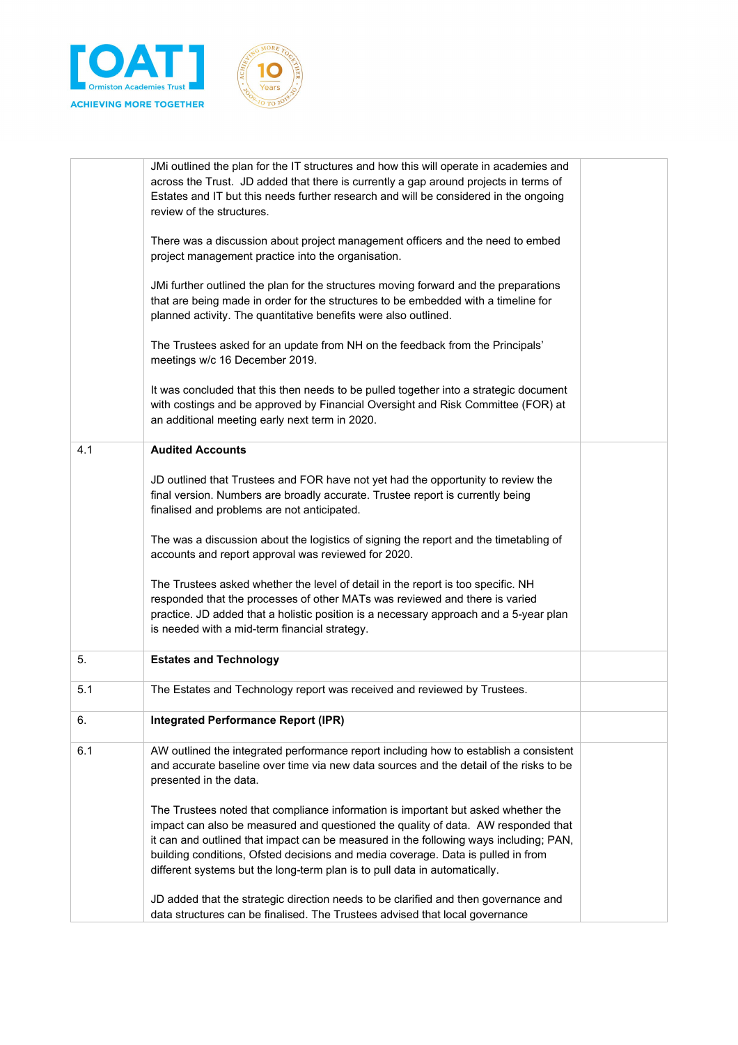| | | |
|---|---|---|
| | JMi outlined the plan for the IT structures and how this will operate in academies and across the Trust. JD added that there is currently a gap around projects in terms of Estates and IT but this needs further research and will be considered in the ongoing review of the structures.<br><br>There was a discussion about project management officers and the need to embed project management practice into the organisation.<br><br>JMi further outlined the plan for the structures moving forward and the preparations that are being made in order for the structures to be embedded with a timeline for planned activity. The quantitative benefits were also outlined.<br><br>The Trustees asked for an update from NH on the feedback from the Principals' meetings w/c 16 December 2019.<br><br>It was concluded that this then needs to be pulled together into a strategic document with costings and be approved by Financial Oversight and Risk Committee (FOR) at an additional meeting early next term in 2020. | |
| 4.1 | **Audited Accounts**<br><br>JD outlined that Trustees and FOR have not yet had the opportunity to review the final version. Numbers are broadly accurate. Trustee report is currently being finalised and problems are not anticipated.<br><br>The was a discussion about the logistics of signing the report and the timetabling of accounts and report approval was reviewed for 2020.<br><br>The Trustees asked whether the level of detail in the report is too specific. NH responded that the processes of other MATs was reviewed and there is varied practice. JD added that a holistic position is a necessary approach and a 5-year plan is needed with a mid-term financial strategy. | |
| 5. | **Estates and Technology** | |
| 5.1 | The Estates and Technology report was received and reviewed by Trustees. | |
| 6. | **Integrated Performance Report (IPR)** | |
| 6.1 | AW outlined the integrated performance report including how to establish a consistent and accurate baseline over time via new data sources and the detail of the risks to be presented in the data.<br><br>The Trustees noted that compliance information is important but asked whether the impact can also be measured and questioned the quality of data. AW responded that it can and outlined that impact can be measured in the following ways including; PAN, building conditions, Ofsted decisions and media coverage. Data is pulled in from different systems but the long-term plan is to pull data in automatically.<br><br>JD added that the strategic direction needs to be clarified and then governance and data structures can be finalised. The Trustees advised that local governance | |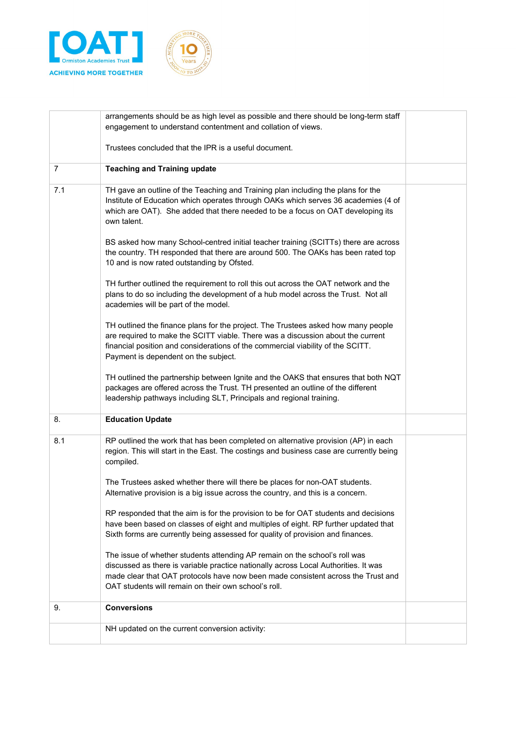| | | |
|---|---|---|
| | arrangements should be as high level as possible and there should be long-term staff engagement to understand contentment and collation of views.<br><br>Trustees concluded that the IPR is a useful document. | |
| 7 | **Teaching and Training update** | |
| 7.1 | TH gave an outline of the Teaching and Training plan including the plans for the Institute of Education which operates through OAKs which serves 36 academies (4 of which are OAT). She added that there needed to be a focus on OAT developing its own talent.<br><br>BS asked how many School-centred initial teacher training (SCITTs) there are across the country. TH responded that there are around 500. The OAKs has been rated top 10 and is now rated outstanding by Ofsted.<br><br>TH further outlined the requirement to roll this out across the OAT network and the plans to do so including the development of a hub model across the Trust. Not all academies will be part of the model.<br><br>TH outlined the finance plans for the project. The Trustees asked how many people are required to make the SCITT viable. There was a discussion about the current financial position and considerations of the commercial viability of the SCITT. Payment is dependent on the subject.<br><br>TH outlined the partnership between Ignite and the OAKS that ensures that both NQT packages are offered across the Trust. TH presented an outline of the different leadership pathways including SLT, Principals and regional training. | |
| 8. | **Education Update** | |
| 8.1 | RP outlined the work that has been completed on alternative provision (AP) in each region. This will start in the East. The costings and business case are currently being compiled.<br><br>The Trustees asked whether there will there be places for non-OAT students. Alternative provision is a big issue across the country, and this is a concern.<br><br>RP responded that the aim is for the provision to be for OAT students and decisions have been based on classes of eight and multiples of eight. RP further updated that Sixth forms are currently being assessed for quality of provision and finances.<br><br>The issue of whether students attending AP remain on the school's roll was discussed as there is variable practice nationally across Local Authorities. It was made clear that OAT protocols have now been made consistent across the Trust and OAT students will remain on their own school's roll. | |
| 9. | **Conversions** | |
| | NH updated on the current conversion activity: | |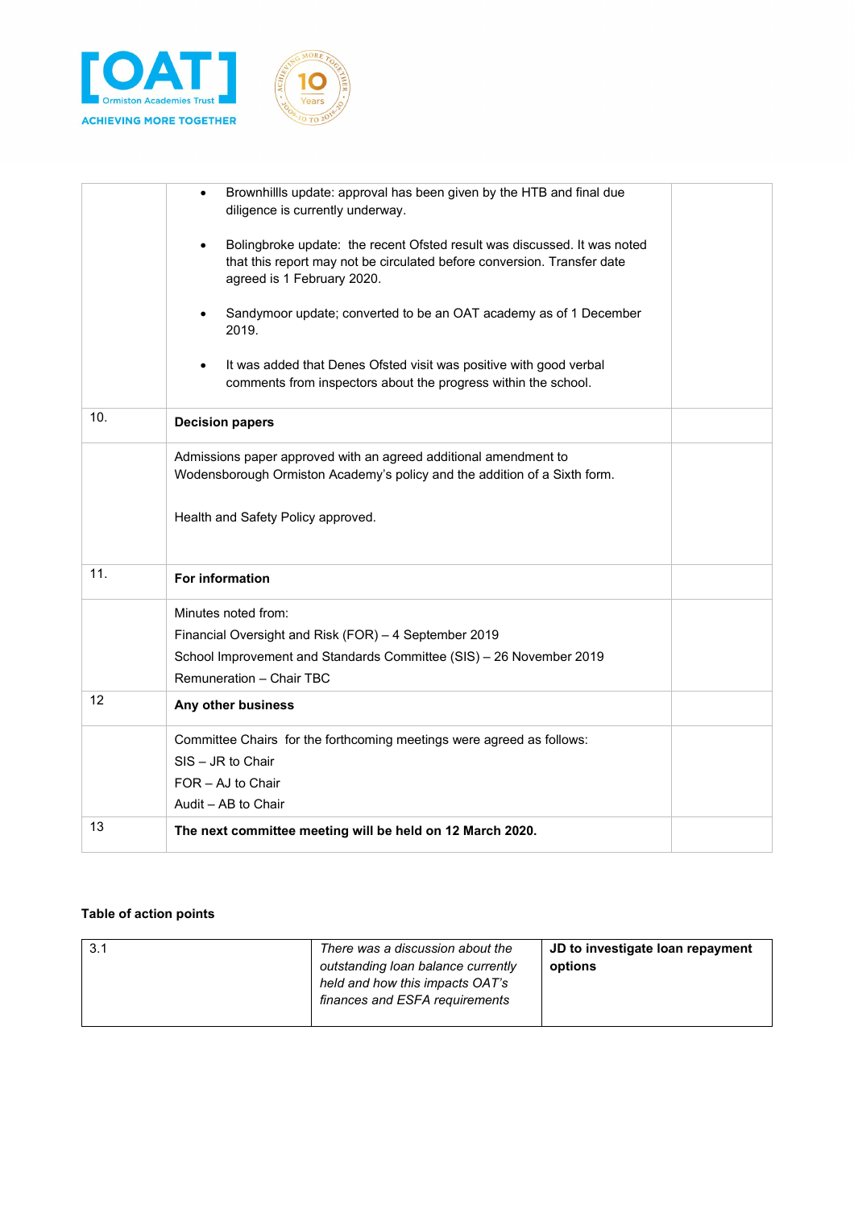| | | |
|---|---|---|
| | • Brownhillls update: approval has been given by the HTB and final due diligence is currently underway.<br><br>• Bolingbroke update: the recent Ofsted result was discussed. It was noted that this report may not be circulated before conversion. Transfer date agreed is 1 February 2020.<br><br>• Sandymoor update; converted to be an OAT academy as of 1 December 2019.<br><br>• It was added that Denes Ofsted visit was positive with good verbal comments from inspectors about the progress within the school. | |
| 10. | **Decision papers** | |
| | Admissions paper approved with an agreed additional amendment to Wodensborough Ormiston Academy's policy and the addition of a Sixth form.<br><br>Health and Safety Policy approved. | |
| 11. | **For information** | |
| | Minutes noted from:<br>Financial Oversight and Risk (FOR) – 4 September 2019<br>School Improvement and Standards Committee (SIS) – 26 November 2019<br>Remuneration – Chair TBC | |
| 12 | **Any other business** | |
| | Committee Chairs for the forthcoming meetings were agreed as follows:<br>SIS – JR to Chair<br>FOR – AJ to Chair<br>Audit – AB to Chair | |
| 13 | **The next committee meeting will be held on 12 March 2020.** | |

**Table of action points**

| | | |
|---|---|---|
| 3.1 | *There was a discussion about the outstanding loan balance currently held and how this impacts OAT's finances and ESFA requirements* | **JD to investigate loan repayment options** |